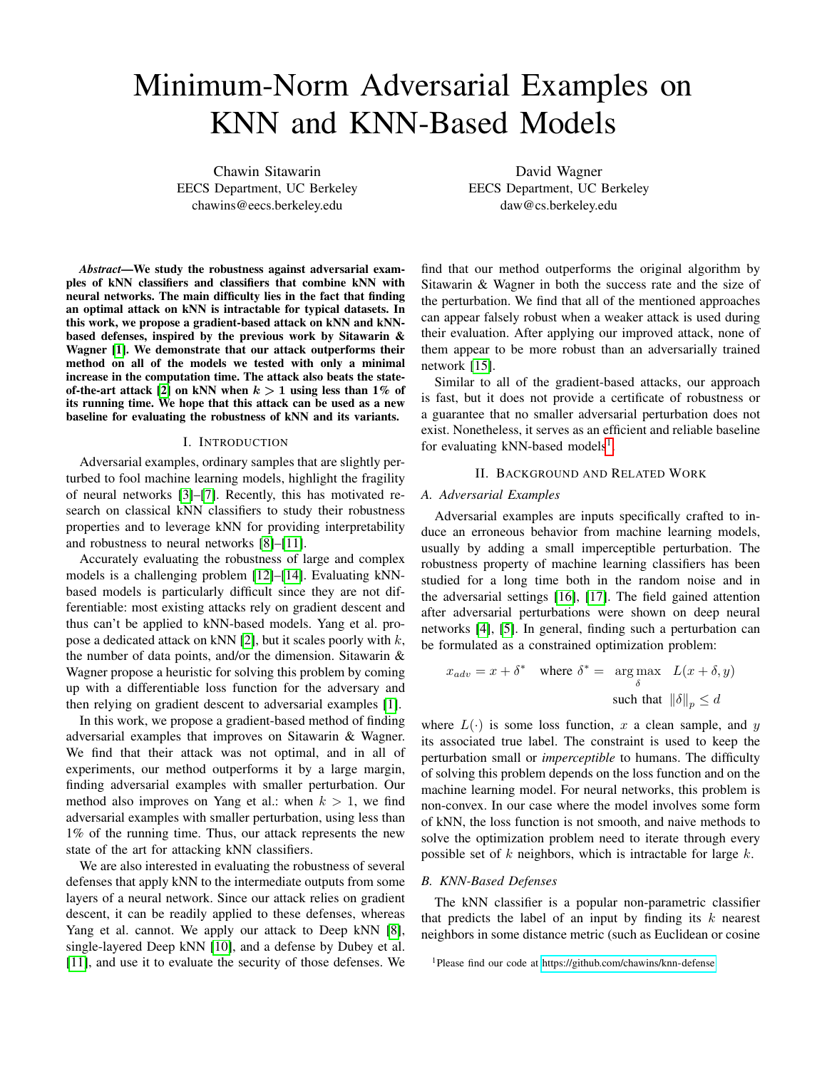# Minimum-Norm Adversarial Examples on KNN and KNN-Based Models

Chawin Sitawarin
EECS Department, UC Berkeley
chawins@eecs.berkeley.edu

David Wagner
EECS Department, UC Berkeley
daw@cs.berkeley.edu

***Abstract*—We study the robustness against adversarial examples of kNN classifiers and classifiers that combine kNN with neural networks. The main difficulty lies in the fact that finding an optimal attack on kNN is intractable for typical datasets. In this work, we propose a gradient-based attack on kNN and kNN-based defenses, inspired by the previous work by Sitawarin & Wagner [1]. We demonstrate that our attack outperforms their method on all of the models we tested with only a minimal increase in the computation time. The attack also beats the state-of-the-art attack [2] on kNN when $k > 1$ using less than 1% of its running time. We hope that this attack can be used as a new baseline for evaluating the robustness of kNN and its variants.**

## I. Introduction

Adversarial examples, ordinary samples that are slightly perturbed to fool machine learning models, highlight the fragility of neural networks [3]–[7]. Recently, this has motivated research on classical kNN classifiers to study their robustness properties and to leverage kNN for providing interpretability and robustness to neural networks [8]–[11].

Accurately evaluating the robustness of large and complex models is a challenging problem [12]–[14]. Evaluating kNN-based models is particularly difficult since they are not differentiable: most existing attacks rely on gradient descent and thus can't be applied to kNN-based models. Yang et al. propose a dedicated attack on kNN [2], but it scales poorly with $k$, the number of data points, and/or the dimension. Sitawarin & Wagner propose a heuristic for solving this problem by coming up with a differentiable loss function for the adversary and then relying on gradient descent to adversarial examples [1].

In this work, we propose a gradient-based method of finding adversarial examples that improves on Sitawarin & Wagner. We find that their attack was not optimal, and in all of experiments, our method outperforms it by a large margin, finding adversarial examples with smaller perturbation. Our method also improves on Yang et al.: when $k > 1$, we find adversarial examples with smaller perturbation, using less than 1% of the running time. Thus, our attack represents the new state of the art for attacking kNN classifiers.

We are also interested in evaluating the robustness of several defenses that apply kNN to the intermediate outputs from some layers of a neural network. Since our attack relies on gradient descent, it can be readily applied to these defenses, whereas Yang et al. cannot. We apply our attack to Deep kNN [8], single-layered Deep kNN [10], and a defense by Dubey et al. [11], and use it to evaluate the security of those defenses. We find that our method outperforms the original algorithm by Sitawarin & Wagner in both the success rate and the size of the perturbation. We find that all of the mentioned approaches can appear falsely robust when a weaker attack is used during their evaluation. After applying our improved attack, none of them appear to be more robust than an adversarially trained network [15].

Similar to all of the gradient-based attacks, our approach is fast, but it does not provide a certificate of robustness or a guarantee that no smaller adversarial perturbation does not exist. Nonetheless, it serves as an efficient and reliable baseline for evaluating kNN-based models[1].

## II. Background and Related Work

### A. Adversarial Examples

Adversarial examples are inputs specifically crafted to induce an erroneous behavior from machine learning models, usually by adding a small imperceptible perturbation. The robustness property of machine learning classifiers has been studied for a long time both in the random noise and in the adversarial settings [16], [17]. The field gained attention after adversarial perturbations were shown on deep neural networks [4], [5]. In general, finding such a perturbation can be formulated as a constrained optimization problem:

$$x_{adv} = x + \delta^* \quad \text{where } \delta^* = \underset{\delta}{\arg\max} \quad L(x + \delta, y) \quad \text{such that } \|\delta\|_p \leq d$$

where $L(\cdot)$ is some loss function, $x$ a clean sample, and $y$ its associated true label. The constraint is used to keep the perturbation small or *imperceptible* to humans. The difficulty of solving this problem depends on the loss function and on the machine learning model. For neural networks, this problem is non-convex. In our case where the model involves some form of kNN, the loss function is not smooth, and naive methods to solve the optimization problem need to iterate through every possible set of $k$ neighbors, which is intractable for large $k$.

### B. KNN-Based Defenses

The kNN classifier is a popular non-parametric classifier that predicts the label of an input by finding its $k$ nearest neighbors in some distance metric (such as Euclidean or cosine

[1] Please find our code at https://github.com/chawins/knn-defense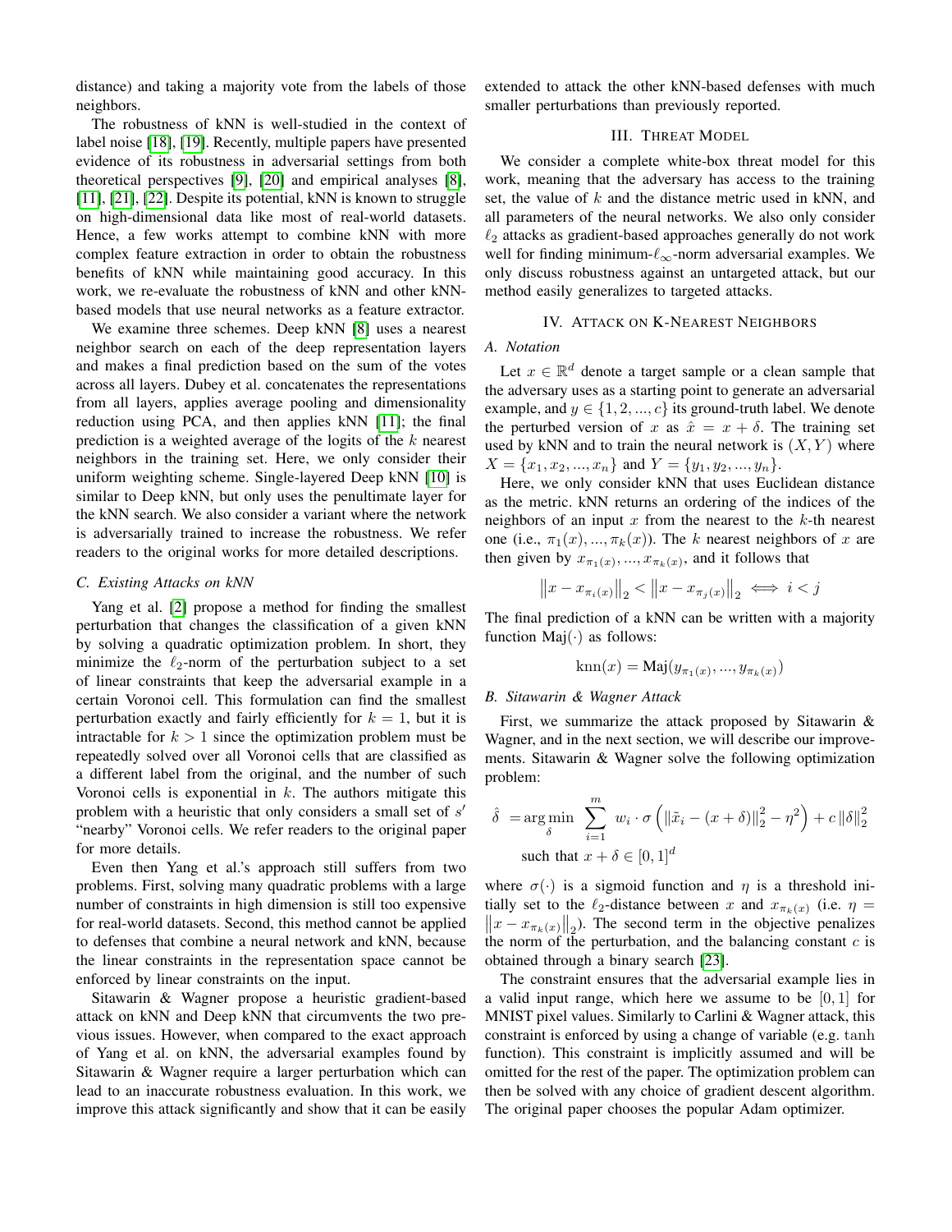distance) and taking a majority vote from the labels of those neighbors.

The robustness of kNN is well-studied in the context of label noise [18], [19]. Recently, multiple papers have presented evidence of its robustness in adversarial settings from both theoretical perspectives [9], [20] and empirical analyses [8], [11], [21], [22]. Despite its potential, kNN is known to struggle on high-dimensional data like most of real-world datasets. Hence, a few works attempt to combine kNN with more complex feature extraction in order to obtain the robustness benefits of kNN while maintaining good accuracy. In this work, we re-evaluate the robustness of kNN and other kNN-based models that use neural networks as a feature extractor.

We examine three schemes. Deep kNN [8] uses a nearest neighbor search on each of the deep representation layers and makes a final prediction based on the sum of the votes across all layers. Dubey et al. concatenates the representations from all layers, applies average pooling and dimensionality reduction using PCA, and then applies kNN [11]; the final prediction is a weighted average of the logits of the $k$ nearest neighbors in the training set. Here, we only consider their uniform weighting scheme. Single-layered Deep kNN [10] is similar to Deep kNN, but only uses the penultimate layer for the kNN search. We also consider a variant where the network is adversarially trained to increase the robustness. We refer readers to the original works for more detailed descriptions.

### C. Existing Attacks on kNN

Yang et al. [2] propose a method for finding the smallest perturbation that changes the classification of a given kNN by solving a quadratic optimization problem. In short, they minimize the $\ell_2$-norm of the perturbation subject to a set of linear constraints that keep the adversarial example in a certain Voronoi cell. This formulation can find the smallest perturbation exactly and fairly efficiently for $k = 1$, but it is intractable for $k > 1$ since the optimization problem must be repeatedly solved over all Voronoi cells that are classified as a different label from the original, and the number of such Voronoi cells is exponential in $k$. The authors mitigate this problem with a heuristic that only considers a small set of $s'$ "nearby" Voronoi cells. We refer readers to the original paper for more details.

Even then Yang et al.'s approach still suffers from two problems. First, solving many quadratic problems with a large number of constraints in high dimension is still too expensive for real-world datasets. Second, this method cannot be applied to defenses that combine a neural network and kNN, because the linear constraints in the representation space cannot be enforced by linear constraints on the input.

Sitawarin & Wagner propose a heuristic gradient-based attack on kNN and Deep kNN that circumvents the two previous issues. However, when compared to the exact approach of Yang et al. on kNN, the adversarial examples found by Sitawarin & Wagner require a larger perturbation which can lead to an inaccurate robustness evaluation. In this work, we improve this attack significantly and show that it can be easily extended to attack the other kNN-based defenses with much smaller perturbations than previously reported.

## III. Threat Model

We consider a complete white-box threat model for this work, meaning that the adversary has access to the training set, the value of $k$ and the distance metric used in kNN, and all parameters of the neural networks. We also only consider $\ell_2$ attacks as gradient-based approaches generally do not work well for finding minimum-$\ell_\infty$-norm adversarial examples. We only discuss robustness against an untargeted attack, but our method easily generalizes to targeted attacks.

## IV. Attack on K-Nearest Neighbors

### A. Notation

Let $x \in \mathbb{R}^d$ denote a target sample or a clean sample that the adversary uses as a starting point to generate an adversarial example, and $y \in \{1, 2, ..., c\}$ its ground-truth label. We denote the perturbed version of $x$ as $\hat{x} = x + \delta$. The training set used by kNN and to train the neural network is $(X, Y)$ where $X = \{x_1, x_2, ..., x_n\}$ and $Y = \{y_1, y_2, ..., y_n\}$.

Here, we only consider kNN that uses Euclidean distance as the metric. kNN returns an ordering of the indices of the neighbors of an input $x$ from the nearest to the $k$-th nearest one (i.e., $\pi_1(x), ..., \pi_k(x)$). The $k$ nearest neighbors of $x$ are then given by $x_{\pi_1(x)}, ..., x_{\pi_k(x)}$, and it follows that

$$\left\|x - x_{\pi_i(x)}\right\|_2 < \left\|x - x_{\pi_j(x)}\right\|_2 \iff i < j$$

The final prediction of a kNN can be written with a majority function $\text{Maj}(\cdot)$ as follows:

$$\text{knn}(x) = \text{Maj}(y_{\pi_1(x)}, ..., y_{\pi_k(x)})$$

### B. Sitawarin & Wagner Attack

First, we summarize the attack proposed by Sitawarin & Wagner, and in the next section, we will describe our improvements. Sitawarin & Wagner solve the following optimization problem:

$$\hat{\delta} = \operatorname*{arg\,min}_{\delta} \sum_{i=1}^{m} w_i \cdot \sigma\left(\|\tilde{x}_i - (x + \delta)\|_2^2 - \eta^2\right) + c\,\|\delta\|_2^2$$
$$\text{such that } x + \delta \in [0, 1]^d$$

where $\sigma(\cdot)$ is a sigmoid function and $\eta$ is a threshold initially set to the $\ell_2$-distance between $x$ and $x_{\pi_k(x)}$ (i.e. $\eta = \left\|x - x_{\pi_k(x)}\right\|_2$). The second term in the objective penalizes the norm of the perturbation, and the balancing constant $c$ is obtained through a binary search [23].

The constraint ensures that the adversarial example lies in a valid input range, which here we assume to be $[0, 1]$ for MNIST pixel values. Similarly to Carlini & Wagner attack, this constraint is enforced by using a change of variable (e.g. $\tanh$ function). This constraint is implicitly assumed and will be omitted for the rest of the paper. The optimization problem can then be solved with any choice of gradient descent algorithm. The original paper chooses the popular Adam optimizer.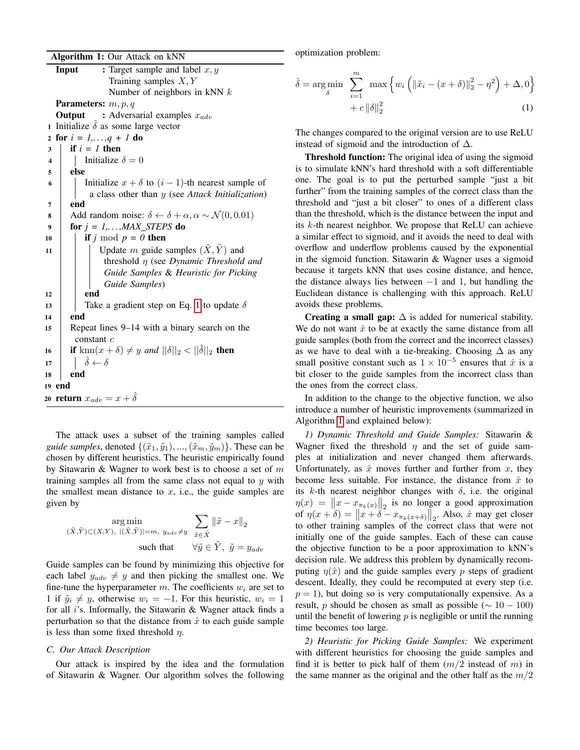**Algorithm 1:** Our Attack on kNN

```
Input       : Target sample and label x, y
              Training samples X, Y
              Number of neighbors in kNN k
Parameters: m, p, q
Output      : Adversarial examples x_adv
1  Initialize δ̂ as some large vector
2  for i = 1,...,q + 1 do
3      if i = 1 then
4          Initialize δ = 0
5      else
6          Initialize x + δ to (i − 1)-th nearest sample of
             a class other than y (see Attack Initialization)
7      end
8      Add random noise: δ ← δ + α, α ∼ N(0, 0.01)
9      for j = 1,...,MAX_STEPS do
10         if j mod p = 0 then
11             Update m guide samples (X̃, Ỹ) and
                threshold η (see Dynamic Threshold and
                Guide Samples & Heuristic for Picking
                Guide Samples)
12         end
13         Take a gradient step on Eq. 1 to update δ
14     end
15     Repeat lines 9–14 with a binary search on the
         constant c
16     if knn(x + δ) ≠ y and ||δ||_2 < ||δ̂||_2 then
17         δ̂ ← δ
18     end
19 end
20 return x_adv = x + δ̂
```

The attack uses a subset of the training samples called *guide samples*, denoted $\{(\tilde{x}_1, \tilde{y}_1), ..., (\tilde{x}_m, \tilde{y}_m)\}$. These can be chosen by different heuristics. The heuristic empirically found by Sitawarin & Wagner to work best is to choose a set of $m$ training samples all from the same class not equal to $y$ with the smallest mean distance to $x$, i.e., the guide samples are given by

$$\mathop{\arg\min}_{(\tilde{X},\tilde{Y})\subset(X,Y),\ |(\tilde{X},\tilde{Y})|=m,\ y_{adv}\neq y} \sum_{\tilde{x}\in\tilde{X}} \|\tilde{x} - x\|_2$$
$$\text{such that} \qquad \forall \tilde{y} \in \tilde{Y},\ \tilde{y} = y_{adv}$$

Guide samples can be found by minimizing this objective for each label $y_{adv} \neq y$ and then picking the smallest one. We fine-tune the hyperparameter $m$. The coefficients $w_i$ are set to 1 if $\tilde{y}_i \neq y$, otherwise $w_i = -1$. For this heuristic, $w_i = 1$ for all $i$'s. Informally, the Sitawarin & Wagner attack finds a perturbation so that the distance from $\hat{x}$ to each guide sample is less than some fixed threshold $\eta$.

### C. Our Attack Description

Our attack is inspired by the idea and the formulation of Sitawarin & Wagner. Our algorithm solves the following optimization problem:

$$\hat{\delta} = \mathop{\arg\min}_{\delta} \sum_{i=1}^{m} \max\left\{ w_i \left( \|\tilde{x}_i - (x+\delta)\|_2^2 - \eta^2 \right) + \Delta, 0 \right\} + c\,\|\delta\|_2^2 \qquad (1)$$

The changes compared to the original version are to use ReLU instead of sigmoid and the introduction of $\Delta$.

**Threshold function:** The original idea of using the sigmoid is to simulate kNN's hard threshold with a soft differentiable one. The goal is to put the perturbed sample "just a bit further" from the training samples of the correct class than the threshold and "just a bit closer" to ones of a different class than the threshold, which is the distance between the input and its $k$-th nearest neighbor. We propose that ReLU can achieve a similar effect to sigmoid, and it avoids the need to deal with overflow and underflow problems caused by the exponential in the sigmoid function. Sitawarin & Wagner uses a sigmoid because it targets kNN that uses cosine distance, and hence, the distance always lies between $-1$ and 1, but handling the Euclidean distance is challenging with this approach. ReLU avoids these problems.

**Creating a small gap:** $\Delta$ is added for numerical stability. We do not want $\hat{x}$ to be at exactly the same distance from all guide samples (both from the correct and the incorrect classes) as we have to deal with a tie-breaking. Choosing $\Delta$ as any small positive constant such as $1 \times 10^{-5}$ ensures that $\hat{x}$ is a bit closer to the guide samples from the incorrect class than the ones from the correct class.

In addition to the change to the objective function, we also introduce a number of heuristic improvements (summarized in Algorithm 1 and explained below):

*1) Dynamic Threshold and Guide Samples:* Sitawarin & Wagner fixed the threshold $\eta$ and the set of guide samples at initialization and never changed them afterwards. Unfortunately, as $\hat{x}$ moves further and further from $x$, they become less suitable. For instance, the distance from $\hat{x}$ to its $k$-th nearest neighbor changes with $\delta$, i.e. the original $\eta(x) = \left\|x - x_{\pi_k(x)}\right\|_2$ is no longer a good approximation of $\eta(x+\delta) = \left\|x + \delta - x_{\pi_k(x+\delta)}\right\|_2$. Also, $\hat{x}$ may get closer to other training samples of the correct class that were not initially one of the guide samples. Each of these can cause the objective function to be a poor approximation to kNN's decision rule. We address this problem by dynamically recomputing $\eta(\hat{x})$ and the guide samples every $p$ steps of gradient descent. Ideally, they could be recomputed at every step (i.e. $p = 1$), but doing so is very computationally expensive. As a result, $p$ should be chosen as small as possible ($\sim 10-100$) until the benefit of lowering $p$ is negligible or until the running time becomes too large.

*2) Heuristic for Picking Guide Samples:* We experiment with different heuristics for choosing the guide samples and find it is better to pick half of them ($m/2$ instead of $m$) in the same manner as the original and the other half as the $m/2$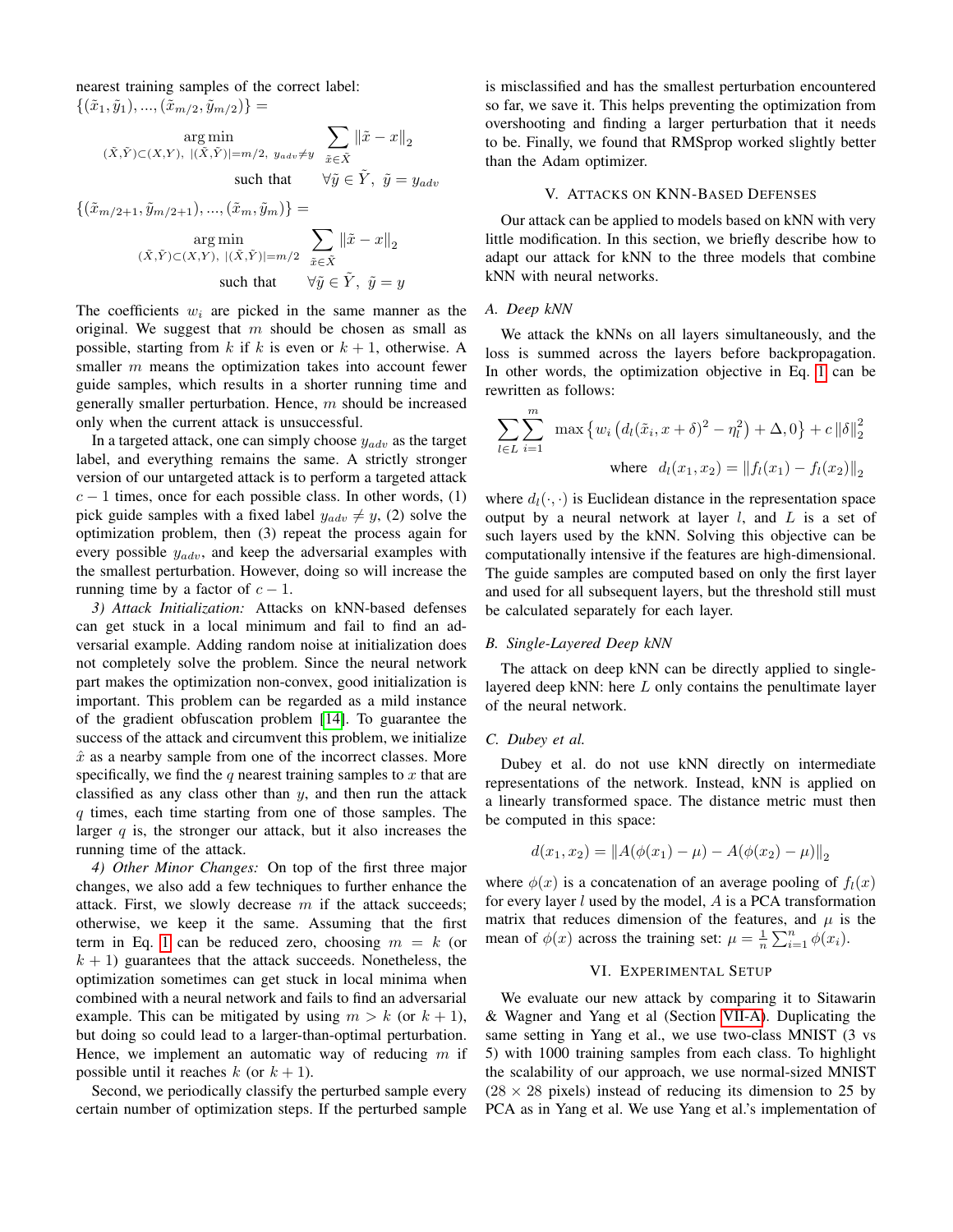nearest training samples of the correct label: $\{(\tilde{x}_1, \tilde{y}_1), ..., (\tilde{x}_{m/2}, \tilde{y}_{m/2})\} =$

$$\underset{(\tilde{X},\tilde{Y})\subset(X,Y),\ |(\tilde{X},\tilde{Y})|=m/2,\ y_{adv}\neq y}{\arg\min} \sum_{\tilde{x}\in\tilde{X}} \|\tilde{x} - x\|_2 \quad \text{such that} \quad \forall\tilde{y}\in\tilde{Y},\ \tilde{y} = y_{adv}$$

$\{(\tilde{x}_{m/2+1}, \tilde{y}_{m/2+1}), ..., (\tilde{x}_m, \tilde{y}_m)\} =$

$$\underset{(\tilde{X},\tilde{Y})\subset(X,Y),\ |(\tilde{X},\tilde{Y})|=m/2}{\arg\min} \sum_{\tilde{x}\in\tilde{X}} \|\tilde{x} - x\|_2 \quad \text{such that} \quad \forall\tilde{y}\in\tilde{Y},\ \tilde{y} = y$$

The coefficients $w_i$ are picked in the same manner as the original. We suggest that $m$ should be chosen as small as possible, starting from $k$ if $k$ is even or $k+1$, otherwise. A smaller $m$ means the optimization takes into account fewer guide samples, which results in a shorter running time and generally smaller perturbation. Hence, $m$ should be increased only when the current attack is unsuccessful.

In a targeted attack, one can simply choose $y_{adv}$ as the target label, and everything remains the same. A strictly stronger version of our untargeted attack is to perform a targeted attack $c-1$ times, once for each possible class. In other words, (1) pick guide samples with a fixed label $y_{adv} \neq y$, (2) solve the optimization problem, then (3) repeat the process again for every possible $y_{adv}$, and keep the adversarial examples with the smallest perturbation. However, doing so will increase the running time by a factor of $c-1$.

*3) Attack Initialization:* Attacks on kNN-based defenses can get stuck in a local minimum and fail to find an adversarial example. Adding random noise at initialization does not completely solve the problem. Since the neural network part makes the optimization non-convex, good initialization is important. This problem can be regarded as a mild instance of the gradient obfuscation problem [14]. To guarantee the success of the attack and circumvent this problem, we initialize $\hat{x}$ as a nearby sample from one of the incorrect classes. More specifically, we find the $q$ nearest training samples to $x$ that are classified as any class other than $y$, and then run the attack $q$ times, each time starting from one of those samples. The larger $q$ is, the stronger our attack, but it also increases the running time of the attack.

*4) Other Minor Changes:* On top of the first three major changes, we also add a few techniques to further enhance the attack. First, we slowly decrease $m$ if the attack succeeds; otherwise, we keep it the same. Assuming that the first term in Eq. 1 can be reduced zero, choosing $m = k$ (or $k+1$) guarantees that the attack succeeds. Nonetheless, the optimization sometimes can get stuck in local minima when combined with a neural network and fails to find an adversarial example. This can be mitigated by using $m > k$ (or $k+1$), but doing so could lead to a larger-than-optimal perturbation. Hence, we implement an automatic way of reducing $m$ if possible until it reaches $k$ (or $k+1$).

Second, we periodically classify the perturbed sample every certain number of optimization steps. If the perturbed sample is misclassified and has the smallest perturbation encountered so far, we save it. This helps preventing the optimization from overshooting and finding a larger perturbation that it needs to be. Finally, we found that RMSprop worked slightly better than the Adam optimizer.

## V. Attacks on KNN-Based Defenses

Our attack can be applied to models based on kNN with very little modification. In this section, we briefly describe how to adapt our attack for kNN to the three models that combine kNN with neural networks.

### A. Deep kNN

We attack the kNNs on all layers simultaneously, and the loss is summed across the layers before backpropagation. In other words, the optimization objective in Eq. 1 can be rewritten as follows:

$$\sum_{l\in L}\sum_{i=1}^{m} \max\left\{w_i\left(d_l(\tilde{x}_i, x+\delta)^2 - \eta_l^2\right) + \Delta, 0\right\} + c\,\|\delta\|_2^2$$
$$\text{where} \quad d_l(x_1, x_2) = \|f_l(x_1) - f_l(x_2)\|_2$$

where $d_l(\cdot,\cdot)$ is Euclidean distance in the representation space output by a neural network at layer $l$, and $L$ is a set of such layers used by the kNN. Solving this objective can be computationally intensive if the features are high-dimensional. The guide samples are computed based on only the first layer and used for all subsequent layers, but the threshold still must be calculated separately for each layer.

### B. Single-Layered Deep kNN

The attack on deep kNN can be directly applied to single-layered deep kNN: here $L$ only contains the penultimate layer of the neural network.

### C. Dubey et al.

Dubey et al. do not use kNN directly on intermediate representations of the network. Instead, kNN is applied on a linearly transformed space. The distance metric must then be computed in this space:

$$d(x_1, x_2) = \|A(\phi(x_1) - \mu) - A(\phi(x_2) - \mu)\|_2$$

where $\phi(x)$ is a concatenation of an average pooling of $f_l(x)$ for every layer $l$ used by the model, $A$ is a PCA transformation matrix that reduces dimension of the features, and $\mu$ is the mean of $\phi(x)$ across the training set: $\mu = \frac{1}{n}\sum_{i=1}^{n}\phi(x_i)$.

## VI. Experimental Setup

We evaluate our new attack by comparing it to Sitawarin & Wagner and Yang et al (Section VII-A). Duplicating the same setting in Yang et al., we use two-class MNIST (3 vs 5) with 1000 training samples from each class. To highlight the scalability of our approach, we use normal-sized MNIST ($28 \times 28$ pixels) instead of reducing its dimension to 25 by PCA as in Yang et al. We use Yang et al.'s implementation of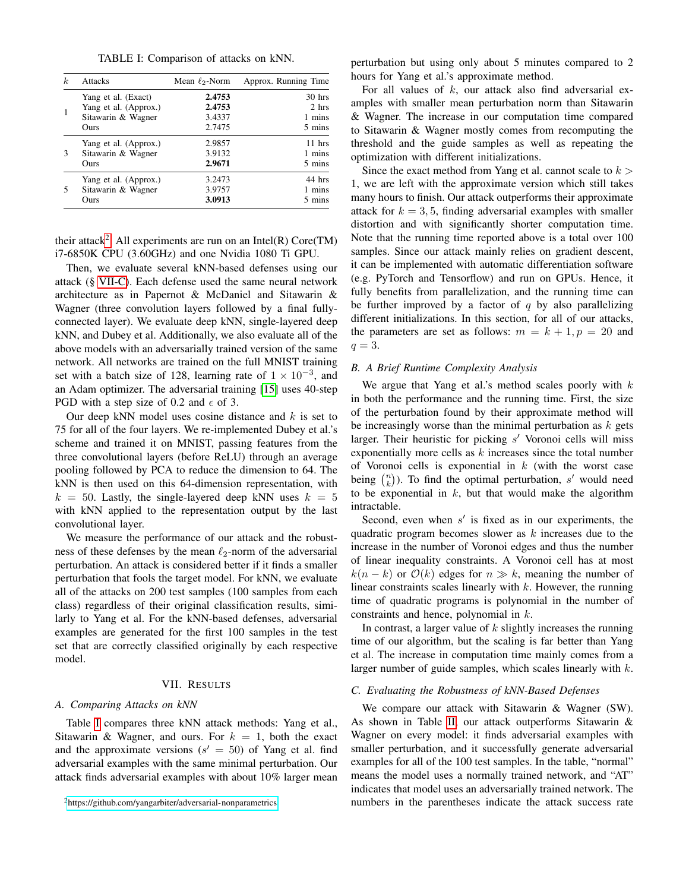TABLE I: Comparison of attacks on kNN.

| $k$ | Attacks | Mean $\ell_2$-Norm | Approx. Running Time |
|---|---|---|---|
| 1 | Yang et al. (Exact) | **2.4753** | 30 hrs |
| | Yang et al. (Approx.) | **2.4753** | 2 hrs |
| | Sitawarin & Wagner | 3.4337 | 1 mins |
| | Ours | 2.7475 | 5 mins |
| 3 | Yang et al. (Approx.) | 2.9857 | 11 hrs |
| | Sitawarin & Wagner | 3.9132 | 1 mins |
| | Ours | **2.9671** | 5 mins |
| 5 | Yang et al. (Approx.) | 3.2473 | 44 hrs |
| | Sitawarin & Wagner | 3.9757 | 1 mins |
| | Ours | **3.0913** | 5 mins |

their attack[2]. All experiments are run on an Intel(R) Core(TM) i7-6850K CPU (3.60GHz) and one Nvidia 1080 Ti GPU.

Then, we evaluate several kNN-based defenses using our attack (§ VII-C). Each defense used the same neural network architecture as in Papernot & McDaniel and Sitawarin & Wagner (three convolution layers followed by a final fully-connected layer). We evaluate deep kNN, single-layered deep kNN, and Dubey et al. Additionally, we also evaluate all of the above models with an adversarially trained version of the same network. All networks are trained on the full MNIST training set with a batch size of 128, learning rate of $1 \times 10^{-3}$, and an Adam optimizer. The adversarial training [15] uses 40-step PGD with a step size of 0.2 and $\epsilon$ of 3.

Our deep kNN model uses cosine distance and $k$ is set to 75 for all of the four layers. We re-implemented Dubey et al.'s scheme and trained it on MNIST, passing features from the three convolutional layers (before ReLU) through an average pooling followed by PCA to reduce the dimension to 64. The kNN is then used on this 64-dimension representation, with $k = 50$. Lastly, the single-layered deep kNN uses $k = 5$ with kNN applied to the representation output by the last convolutional layer.

We measure the performance of our attack and the robustness of these defenses by the mean $\ell_2$-norm of the adversarial perturbation. An attack is considered better if it finds a smaller perturbation that fools the target model. For kNN, we evaluate all of the attacks on 200 test samples (100 samples from each class) regardless of their original classification results, similarly to Yang et al. For the kNN-based defenses, adversarial examples are generated for the first 100 samples in the test set that are correctly classified originally by each respective model.

## VII. Results

### A. Comparing Attacks on kNN

Table I compares three kNN attack methods: Yang et al., Sitawarin & Wagner, and ours. For $k = 1$, both the exact and the approximate versions ($s' = 50$) of Yang et al. find adversarial examples with the same minimal perturbation. Our attack finds adversarial examples with about 10% larger mean perturbation but using only about 5 minutes compared to 2 hours for Yang et al.'s approximate method.

For all values of $k$, our attack also find adversarial examples with smaller mean perturbation norm than Sitawarin & Wagner. The increase in our computation time compared to Sitawarin & Wagner mostly comes from recomputing the threshold and the guide samples as well as repeating the optimization with different initializations.

Since the exact method from Yang et al. cannot scale to $k > 1$, we are left with the approximate version which still takes many hours to finish. Our attack outperforms their approximate attack for $k = 3, 5$, finding adversarial examples with smaller distortion and with significantly shorter computation time. Note that the running time reported above is a total over 100 samples. Since our attack mainly relies on gradient descent, it can be implemented with automatic differentiation software (e.g. PyTorch and Tensorflow) and run on GPUs. Hence, it fully benefits from parallelization, and the running time can be further improved by a factor of $q$ by also parallelizing different initializations. In this section, for all of our attacks, the parameters are set as follows: $m = k + 1, p = 20$ and $q = 3$.

### B. A Brief Runtime Complexity Analysis

We argue that Yang et al.'s method scales poorly with $k$ in both the performance and the running time. First, the size of the perturbation found by their approximate method will be increasingly worse than the minimal perturbation as $k$ gets larger. Their heuristic for picking $s'$ Voronoi cells will miss exponentially more cells as $k$ increases since the total number of Voronoi cells is exponential in $k$ (with the worst case being $\binom{n}{k}$). To find the optimal perturbation, $s'$ would need to be exponential in $k$, but that would make the algorithm intractable.

Second, even when $s'$ is fixed as in our experiments, the quadratic program becomes slower as $k$ increases due to the increase in the number of Voronoi edges and thus the number of linear inequality constraints. A Voronoi cell has at most $k(n - k)$ or $\mathcal{O}(k)$ edges for $n \gg k$, meaning the number of linear constraints scales linearly with $k$. However, the running time of quadratic programs is polynomial in the number of constraints and hence, polynomial in $k$.

In contrast, a larger value of $k$ slightly increases the running time of our algorithm, but the scaling is far better than Yang et al. The increase in computation time mainly comes from a larger number of guide samples, which scales linearly with $k$.

### C. Evaluating the Robustness of kNN-Based Defenses

We compare our attack with Sitawarin & Wagner (SW). As shown in Table II, our attack outperforms Sitawarin & Wagner on every model: it finds adversarial examples with smaller perturbation, and it successfully generate adversarial examples for all of the 100 test samples. In the table, "normal" means the model uses a normally trained network, and "AT" indicates that model uses an adversarially trained network. The numbers in the parentheses indicate the attack success rate

[2] https://github.com/yangarbiter/adversarial-nonparametrics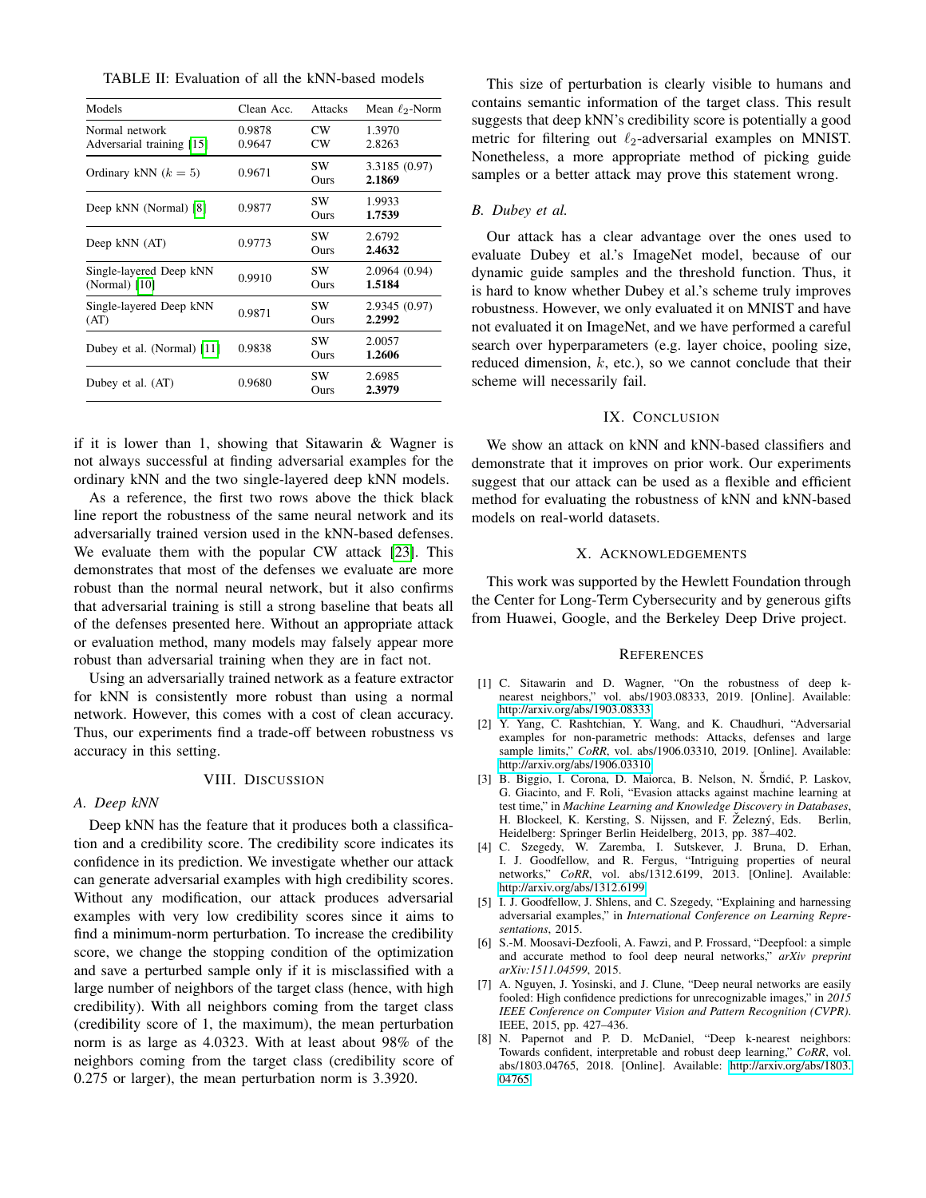TABLE II: Evaluation of all the kNN-based models

| Models | Clean Acc. | Attacks | Mean $\ell_2$-Norm |
|---|---|---|---|
| Normal network | 0.9878 | CW | 1.3970 |
| Adversarial training [15] | 0.9647 | CW | 2.8263 |
| Ordinary kNN ($k = 5$) | 0.9671 | SW | 3.3185 (0.97) |
| | | Ours | **2.1869** |
| Deep kNN (Normal) [8] | 0.9877 | SW | 1.9933 |
| | | Ours | **1.7539** |
| Deep kNN (AT) | 0.9773 | SW | 2.6792 |
| | | Ours | **2.4632** |
| Single-layered Deep kNN (Normal) [10] | 0.9910 | SW | 2.0964 (0.94) |
| | | Ours | **1.5184** |
| Single-layered Deep kNN (AT) | 0.9871 | SW | 2.9345 (0.97) |
| | | Ours | **2.2992** |
| Dubey et al. (Normal) [11] | 0.9838 | SW | 2.0057 |
| | | Ours | **1.2606** |
| Dubey et al. (AT) | 0.9680 | SW | 2.6985 |
| | | Ours | **2.3979** |

if it is lower than 1, showing that Sitawarin & Wagner is not always successful at finding adversarial examples for the ordinary kNN and the two single-layered deep kNN models.

As a reference, the first two rows above the thick black line report the robustness of the same neural network and its adversarially trained version used in the kNN-based defenses. We evaluate them with the popular CW attack [23]. This demonstrates that most of the defenses we evaluate are more robust than the normal neural network, but it also confirms that adversarial training is still a strong baseline that beats all of the defenses presented here. Without an appropriate attack or evaluation method, many models may falsely appear more robust than adversarial training when they are in fact not.

Using an adversarially trained network as a feature extractor for kNN is consistently more robust than using a normal network. However, this comes with a cost of clean accuracy. Thus, our experiments find a trade-off between robustness vs accuracy in this setting.

## VIII. Discussion

### A. Deep kNN

Deep kNN has the feature that it produces both a classification and a credibility score. The credibility score indicates its confidence in its prediction. We investigate whether our attack can generate adversarial examples with high credibility scores. Without any modification, our attack produces adversarial examples with very low credibility scores since it aims to find a minimum-norm perturbation. To increase the credibility score, we change the stopping condition of the optimization and save a perturbed sample only if it is misclassified with a large number of neighbors of the target class (hence, with high credibility). With all neighbors coming from the target class (credibility score of 1, the maximum), the mean perturbation norm is as large as 4.0323. With at least about 98% of the neighbors coming from the target class (credibility score of 0.275 or larger), the mean perturbation norm is 3.3920.

This size of perturbation is clearly visible to humans and contains semantic information of the target class. This result suggests that deep kNN's credibility score is potentially a good metric for filtering out $\ell_2$-adversarial examples on MNIST. Nonetheless, a more appropriate method of picking guide samples or a better attack may prove this statement wrong.

### B. Dubey et al.

Our attack has a clear advantage over the ones used to evaluate Dubey et al.'s ImageNet model, because of our dynamic guide samples and the threshold function. Thus, it is hard to know whether Dubey et al.'s scheme truly improves robustness. However, we only evaluated it on MNIST and have not evaluated it on ImageNet, and we have performed a careful search over hyperparameters (e.g. layer choice, pooling size, reduced dimension, $k$, etc.), so we cannot conclude that their scheme will necessarily fail.

## IX. Conclusion

We show an attack on kNN and kNN-based classifiers and demonstrate that it improves on prior work. Our experiments suggest that our attack can be used as a flexible and efficient method for evaluating the robustness of kNN and kNN-based models on real-world datasets.

## X. Acknowledgements

This work was supported by the Hewlett Foundation through the Center for Long-Term Cybersecurity and by generous gifts from Huawei, Google, and the Berkeley Deep Drive project.

## References

[1] C. Sitawarin and D. Wagner, "On the robustness of deep k-nearest neighbors," vol. abs/1903.08333, 2019. [Online]. Available: http://arxiv.org/abs/1903.08333

[2] Y. Yang, C. Rashtchian, Y. Wang, and K. Chaudhuri, "Adversarial examples for non-parametric methods: Attacks, defenses and large sample limits," *CoRR*, vol. abs/1906.03310, 2019. [Online]. Available: http://arxiv.org/abs/1906.03310

[3] B. Biggio, I. Corona, D. Maiorca, B. Nelson, N. Šrndić, P. Laskov, G. Giacinto, and F. Roli, "Evasion attacks against machine learning at test time," in *Machine Learning and Knowledge Discovery in Databases*, H. Blockeel, K. Kersting, S. Nijssen, and F. Železný, Eds. Berlin, Heidelberg: Springer Berlin Heidelberg, 2013, pp. 387–402.

[4] C. Szegedy, W. Zaremba, I. Sutskever, J. Bruna, D. Erhan, I. J. Goodfellow, and R. Fergus, "Intriguing properties of neural networks," *CoRR*, vol. abs/1312.6199, 2013. [Online]. Available: http://arxiv.org/abs/1312.6199

[5] I. J. Goodfellow, J. Shlens, and C. Szegedy, "Explaining and harnessing adversarial examples," in *International Conference on Learning Representations*, 2015.

[6] S.-M. Moosavi-Dezfooli, A. Fawzi, and P. Frossard, "Deepfool: a simple and accurate method to fool deep neural networks," *arXiv preprint arXiv:1511.04599*, 2015.

[7] A. Nguyen, J. Yosinski, and J. Clune, "Deep neural networks are easily fooled: High confidence predictions for unrecognizable images," in *2015 IEEE Conference on Computer Vision and Pattern Recognition (CVPR)*. IEEE, 2015, pp. 427–436.

[8] N. Papernot and P. D. McDaniel, "Deep k-nearest neighbors: Towards confident, interpretable and robust deep learning," *CoRR*, vol. abs/1803.04765, 2018. [Online]. Available: http://arxiv.org/abs/1803.04765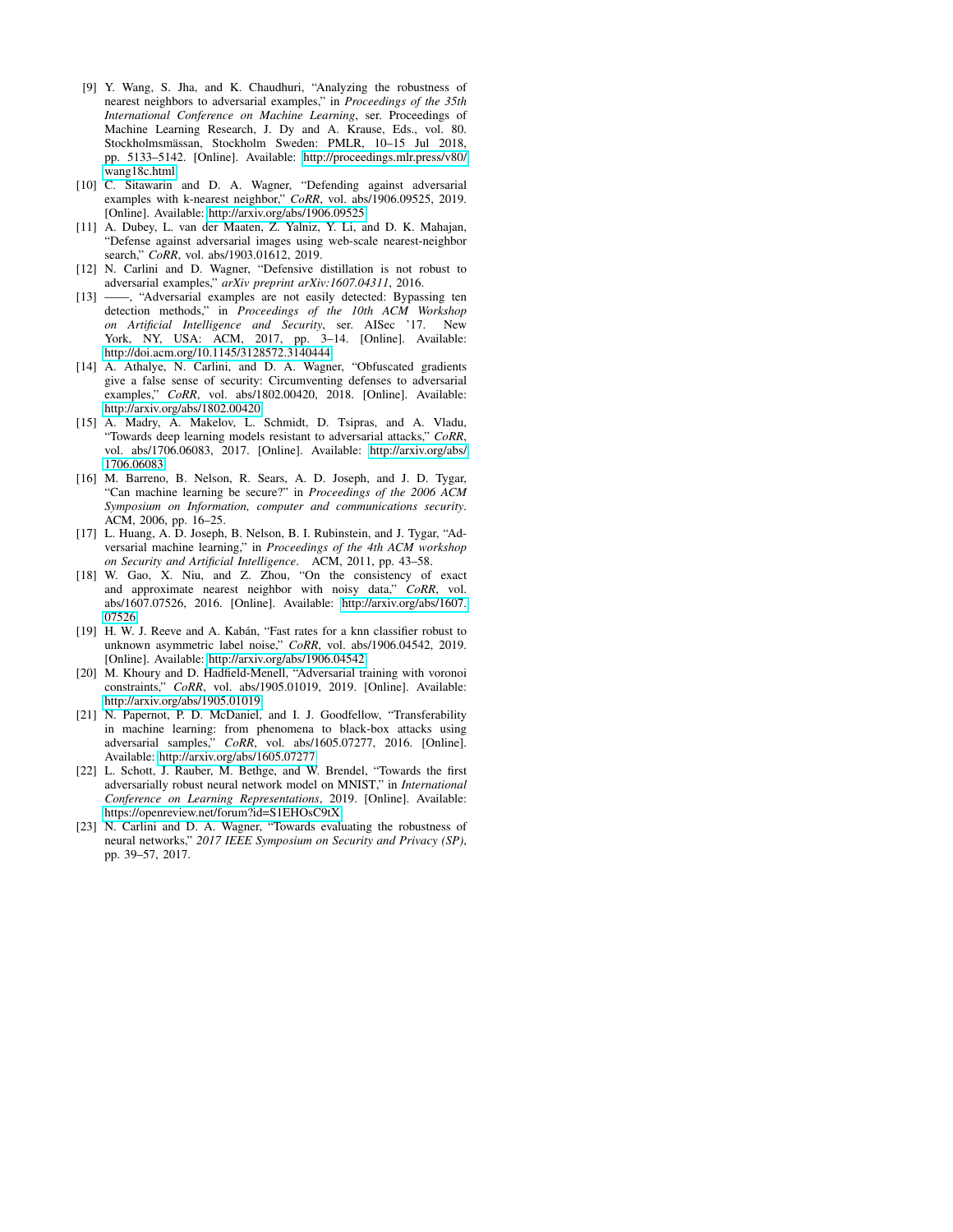[9] Y. Wang, S. Jha, and K. Chaudhuri, "Analyzing the robustness of nearest neighbors to adversarial examples," in *Proceedings of the 35th International Conference on Machine Learning*, ser. Proceedings of Machine Learning Research, J. Dy and A. Krause, Eds., vol. 80. Stockholmsmässan, Stockholm Sweden: PMLR, 10–15 Jul 2018, pp. 5133–5142. [Online]. Available: http://proceedings.mlr.press/v80/wang18c.html

[10] C. Sitawarin and D. A. Wagner, "Defending against adversarial examples with k-nearest neighbor," *CoRR*, vol. abs/1906.09525, 2019. [Online]. Available: http://arxiv.org/abs/1906.09525

[11] A. Dubey, L. van der Maaten, Z. Yalniz, Y. Li, and D. K. Mahajan, "Defense against adversarial images using web-scale nearest-neighbor search," *CoRR*, vol. abs/1903.01612, 2019.

[12] N. Carlini and D. Wagner, "Defensive distillation is not robust to adversarial examples," *arXiv preprint arXiv:1607.04311*, 2016.

[13] ——, "Adversarial examples are not easily detected: Bypassing ten detection methods," in *Proceedings of the 10th ACM Workshop on Artificial Intelligence and Security*, ser. AISec '17. New York, NY, USA: ACM, 2017, pp. 3–14. [Online]. Available: http://doi.acm.org/10.1145/3128572.3140444

[14] A. Athalye, N. Carlini, and D. A. Wagner, "Obfuscated gradients give a false sense of security: Circumventing defenses to adversarial examples," *CoRR*, vol. abs/1802.00420, 2018. [Online]. Available: http://arxiv.org/abs/1802.00420

[15] A. Madry, A. Makelov, L. Schmidt, D. Tsipras, and A. Vladu, "Towards deep learning models resistant to adversarial attacks," *CoRR*, vol. abs/1706.06083, 2017. [Online]. Available: http://arxiv.org/abs/1706.06083

[16] M. Barreno, B. Nelson, R. Sears, A. D. Joseph, and J. D. Tygar, "Can machine learning be secure?" in *Proceedings of the 2006 ACM Symposium on Information, computer and communications security*. ACM, 2006, pp. 16–25.

[17] L. Huang, A. D. Joseph, B. Nelson, B. I. Rubinstein, and J. Tygar, "Adversarial machine learning," in *Proceedings of the 4th ACM workshop on Security and Artificial Intelligence*. ACM, 2011, pp. 43–58.

[18] W. Gao, X. Niu, and Z. Zhou, "On the consistency of exact and approximate nearest neighbor with noisy data," *CoRR*, vol. abs/1607.07526, 2016. [Online]. Available: http://arxiv.org/abs/1607.07526

[19] H. W. J. Reeve and A. Kabán, "Fast rates for a knn classifier robust to unknown asymmetric label noise," *CoRR*, vol. abs/1906.04542, 2019. [Online]. Available: http://arxiv.org/abs/1906.04542

[20] M. Khoury and D. Hadfield-Menell, "Adversarial training with voronoi constraints," *CoRR*, vol. abs/1905.01019, 2019. [Online]. Available: http://arxiv.org/abs/1905.01019

[21] N. Papernot, P. D. McDaniel, and I. J. Goodfellow, "Transferability in machine learning: from phenomena to black-box attacks using adversarial samples," *CoRR*, vol. abs/1605.07277, 2016. [Online]. Available: http://arxiv.org/abs/1605.07277

[22] L. Schott, J. Rauber, M. Bethge, and W. Brendel, "Towards the first adversarially robust neural network model on MNIST," in *International Conference on Learning Representations*, 2019. [Online]. Available: https://openreview.net/forum?id=S1EHOsC9tX

[23] N. Carlini and D. A. Wagner, "Towards evaluating the robustness of neural networks," *2017 IEEE Symposium on Security and Privacy (SP)*, pp. 39–57, 2017.